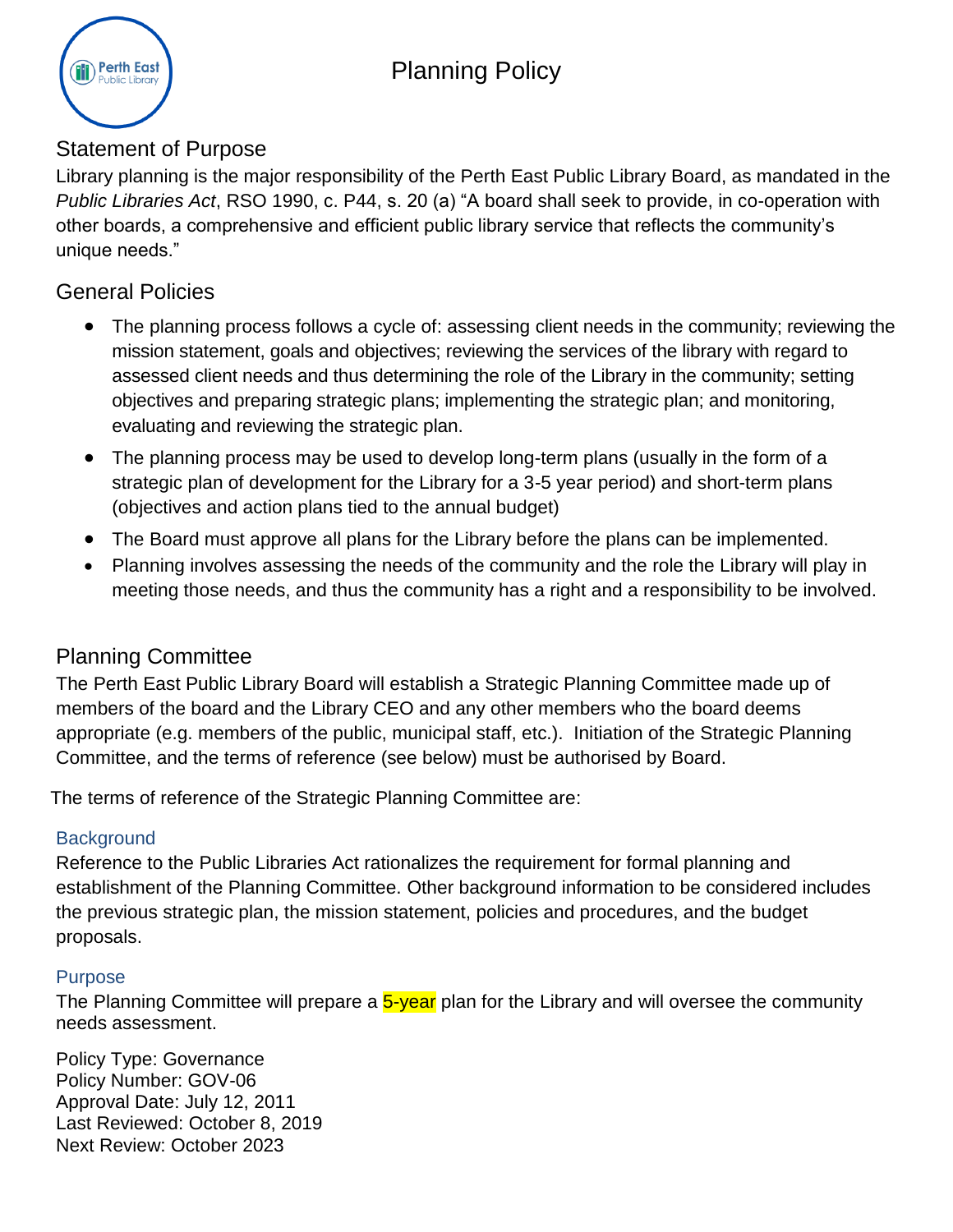# Planning Policy

## Statement of Purpose

Library planning is the major responsibility of the Perth East Public Library Board, as mandated in the *Public Libraries Act*, RSO 1990, c. P44, s. 20 (a) "A board shall seek to provide, in co-operation with other boards, a comprehensive and efficient public library service that reflects the community's unique needs."

## General Policies

- The planning process follows a cycle of: assessing client needs in the community; reviewing the mission statement, goals and objectives; reviewing the services of the library with regard to assessed client needs and thus determining the role of the Library in the community; setting objectives and preparing strategic plans; implementing the strategic plan; and monitoring, evaluating and reviewing the strategic plan.
- The planning process may be used to develop long-term plans (usually in the form of a strategic plan of development for the Library for a 3-5 year period) and short-term plans (objectives and action plans tied to the annual budget)
- The Board must approve all plans for the Library before the plans can be implemented.
- Planning involves assessing the needs of the community and the role the Library will play in meeting those needs, and thus the community has a right and a responsibility to be involved.

## Planning Committee

The Perth East Public Library Board will establish a Strategic Planning Committee made up of members of the board and the Library CEO and any other members who the board deems appropriate (e.g. members of the public, municipal staff, etc.). Initiation of the Strategic Planning Committee, and the terms of reference (see below) must be authorised by Board.

The terms of reference of the Strategic Planning Committee are:

### Background

Reference to the Public Libraries Act rationalizes the requirement for formal planning and establishment of the Planning Committee. Other background information to be considered includes the previous strategic plan, the mission statement, policies and procedures, and the budget proposals.

### Purpose

The Planning Committee will prepare a 5-year plan for the Library and will oversee the community needs assessment.

Policy Type: Governance
Policy Number: GOV-06
Approval Date: July 12, 2011
Last Reviewed: October 8, 2019
Next Review: October 2023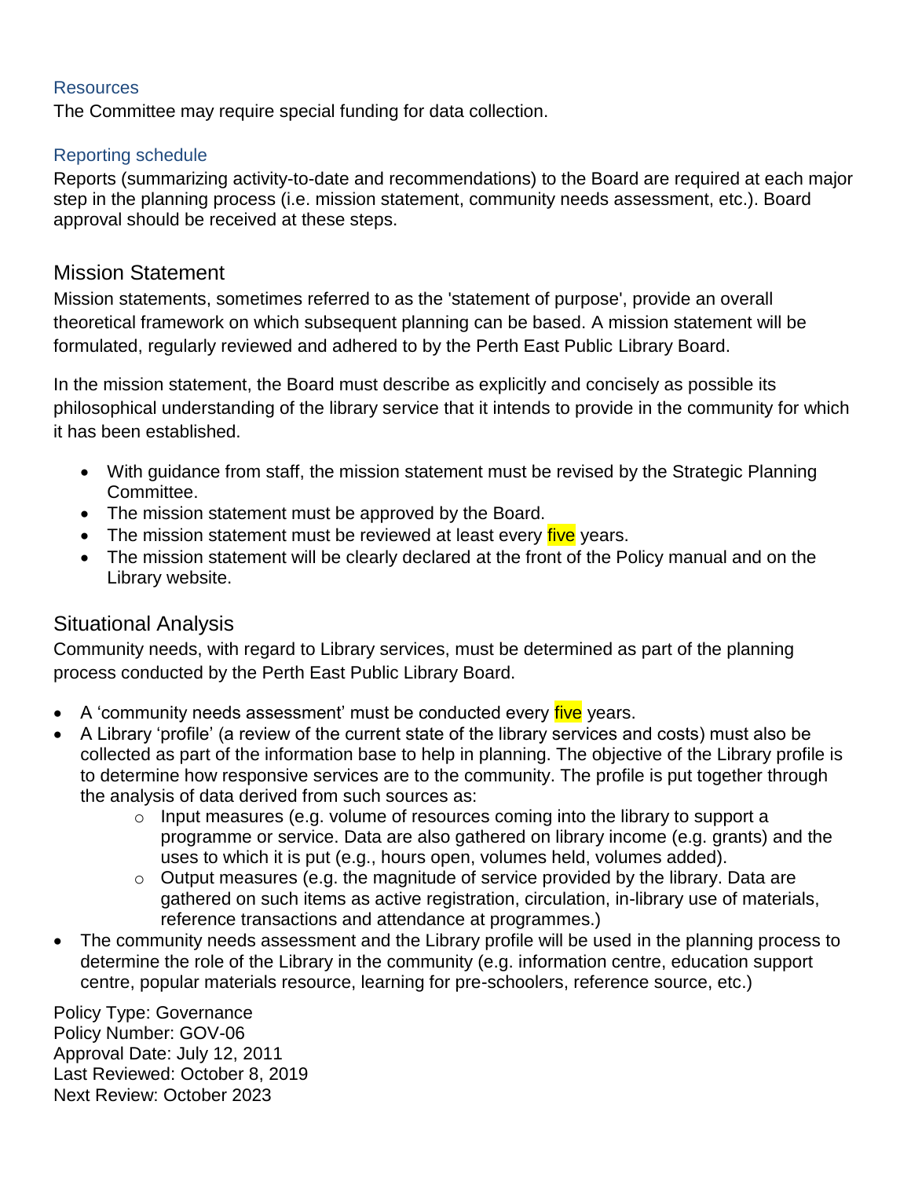### Resources

The Committee may require special funding for data collection.

### Reporting schedule

Reports (summarizing activity-to-date and recommendations) to the Board are required at each major step in the planning process (i.e. mission statement, community needs assessment, etc.). Board approval should be received at these steps.

## Mission Statement

Mission statements, sometimes referred to as the 'statement of purpose', provide an overall theoretical framework on which subsequent planning can be based. A mission statement will be formulated, regularly reviewed and adhered to by the Perth East Public Library Board.

In the mission statement, the Board must describe as explicitly and concisely as possible its philosophical understanding of the library service that it intends to provide in the community for which it has been established.

- With guidance from staff, the mission statement must be revised by the Strategic Planning Committee.
- The mission statement must be approved by the Board.
- The mission statement must be reviewed at least every five years.
- The mission statement will be clearly declared at the front of the Policy manual and on the Library website.

## Situational Analysis

Community needs, with regard to Library services, must be determined as part of the planning process conducted by the Perth East Public Library Board.

- A 'community needs assessment' must be conducted every five years.
- A Library 'profile' (a review of the current state of the library services and costs) must also be collected as part of the information base to help in planning. The objective of the Library profile is to determine how responsive services are to the community. The profile is put together through the analysis of data derived from such sources as:
  - Input measures (e.g. volume of resources coming into the library to support a programme or service. Data are also gathered on library income (e.g. grants) and the uses to which it is put (e.g., hours open, volumes held, volumes added).
  - Output measures (e.g. the magnitude of service provided by the library. Data are gathered on such items as active registration, circulation, in-library use of materials, reference transactions and attendance at programmes.)
- The community needs assessment and the Library profile will be used in the planning process to determine the role of the Library in the community (e.g. information centre, education support centre, popular materials resource, learning for pre-schoolers, reference source, etc.)

Policy Type: Governance
Policy Number: GOV-06
Approval Date: July 12, 2011
Last Reviewed: October 8, 2019
Next Review: October 2023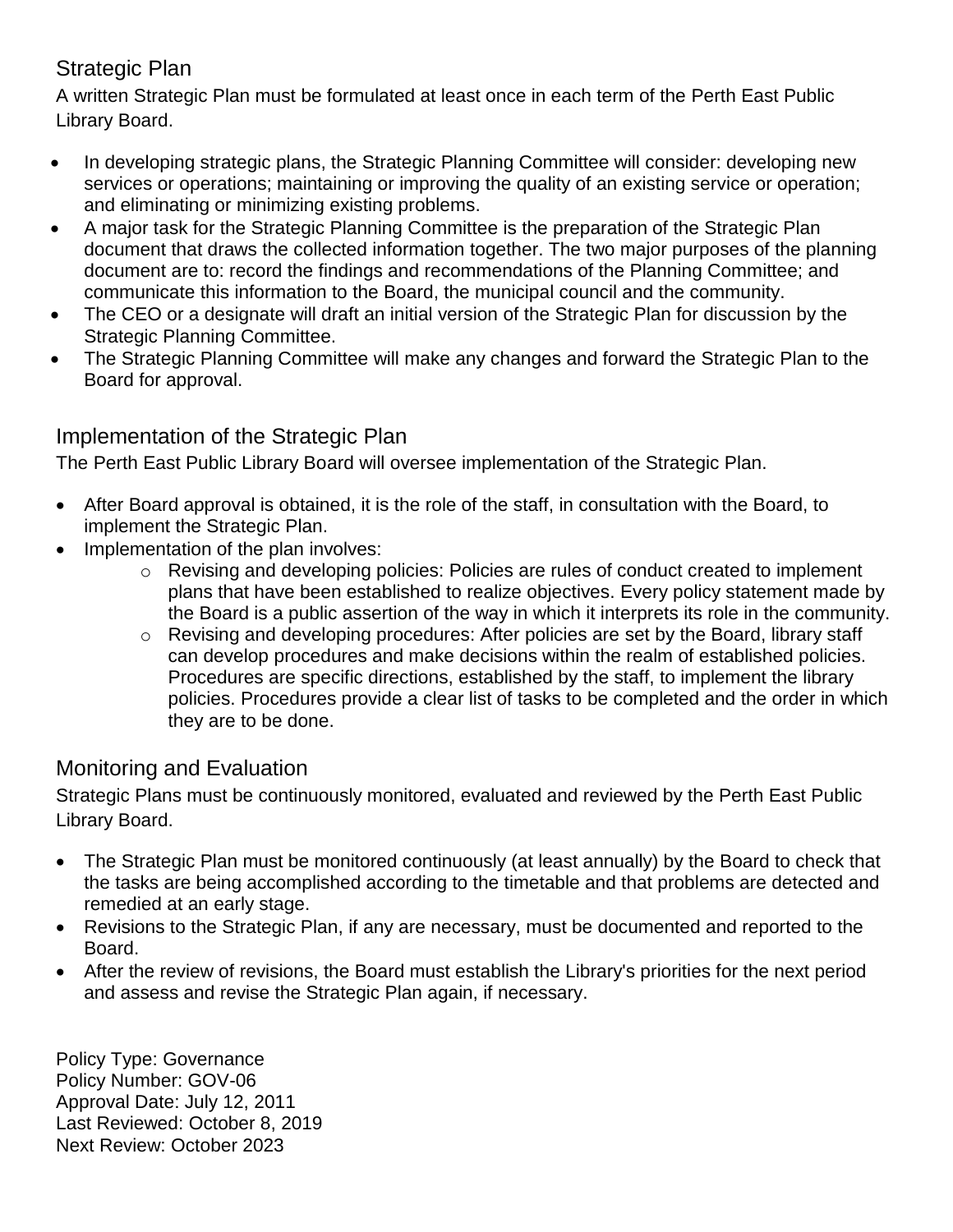## Strategic Plan

A written Strategic Plan must be formulated at least once in each term of the Perth East Public Library Board.

- In developing strategic plans, the Strategic Planning Committee will consider: developing new services or operations; maintaining or improving the quality of an existing service or operation; and eliminating or minimizing existing problems.
- A major task for the Strategic Planning Committee is the preparation of the Strategic Plan document that draws the collected information together. The two major purposes of the planning document are to: record the findings and recommendations of the Planning Committee; and communicate this information to the Board, the municipal council and the community.
- The CEO or a designate will draft an initial version of the Strategic Plan for discussion by the Strategic Planning Committee.
- The Strategic Planning Committee will make any changes and forward the Strategic Plan to the Board for approval.

## Implementation of the Strategic Plan

The Perth East Public Library Board will oversee implementation of the Strategic Plan.

- After Board approval is obtained, it is the role of the staff, in consultation with the Board, to implement the Strategic Plan.
- Implementation of the plan involves:
  - Revising and developing policies: Policies are rules of conduct created to implement plans that have been established to realize objectives. Every policy statement made by the Board is a public assertion of the way in which it interprets its role in the community.
  - Revising and developing procedures: After policies are set by the Board, library staff can develop procedures and make decisions within the realm of established policies. Procedures are specific directions, established by the staff, to implement the library policies. Procedures provide a clear list of tasks to be completed and the order in which they are to be done.

## Monitoring and Evaluation

Strategic Plans must be continuously monitored, evaluated and reviewed by the Perth East Public Library Board.

- The Strategic Plan must be monitored continuously (at least annually) by the Board to check that the tasks are being accomplished according to the timetable and that problems are detected and remedied at an early stage.
- Revisions to the Strategic Plan, if any are necessary, must be documented and reported to the Board.
- After the review of revisions, the Board must establish the Library's priorities for the next period and assess and revise the Strategic Plan again, if necessary.

Policy Type: Governance
Policy Number: GOV-06
Approval Date: July 12, 2011
Last Reviewed: October 8, 2019
Next Review: October 2023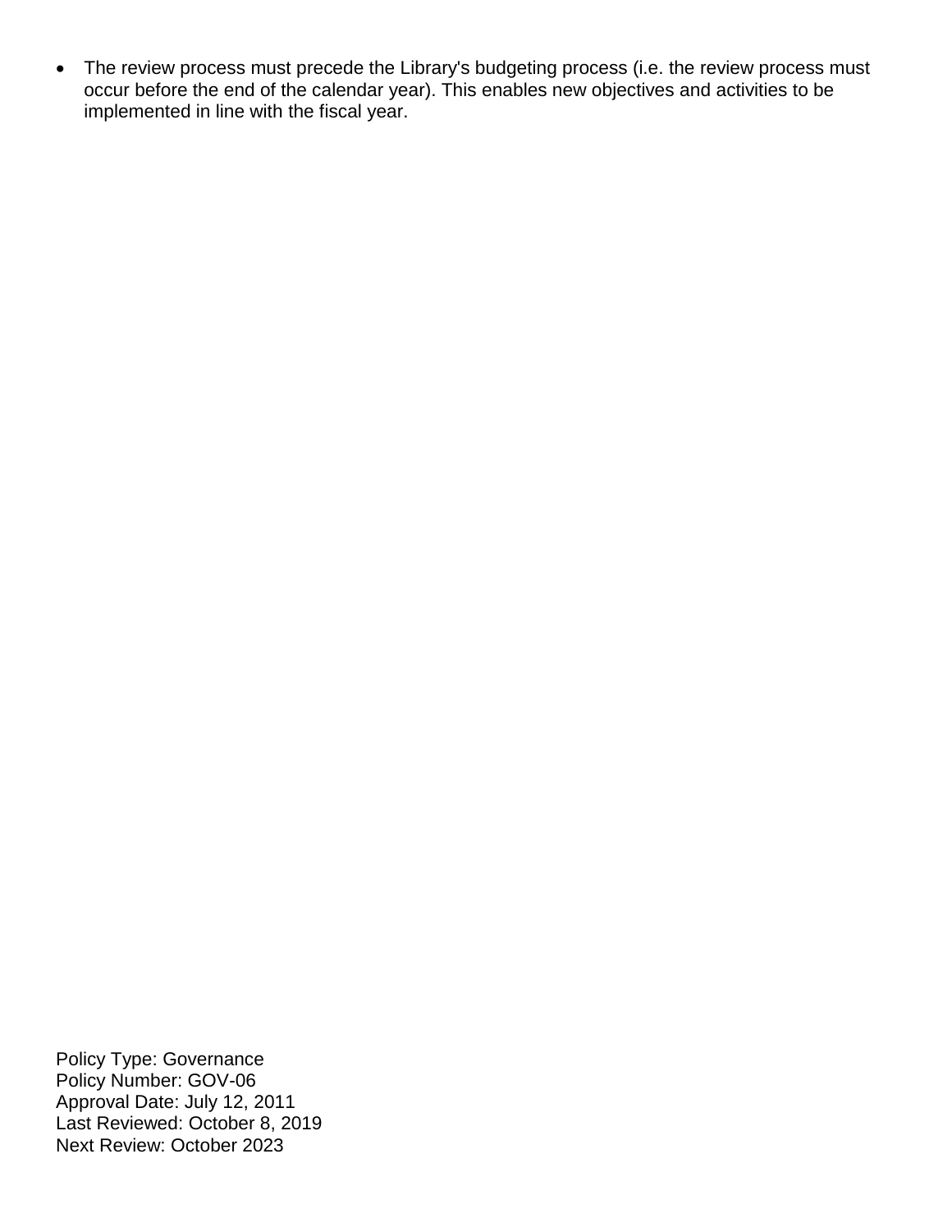- The review process must precede the Library's budgeting process (i.e. the review process must occur before the end of the calendar year). This enables new objectives and activities to be implemented in line with the fiscal year.

Policy Type: Governance
Policy Number: GOV-06
Approval Date: July 12, 2011
Last Reviewed: October 8, 2019
Next Review: October 2023